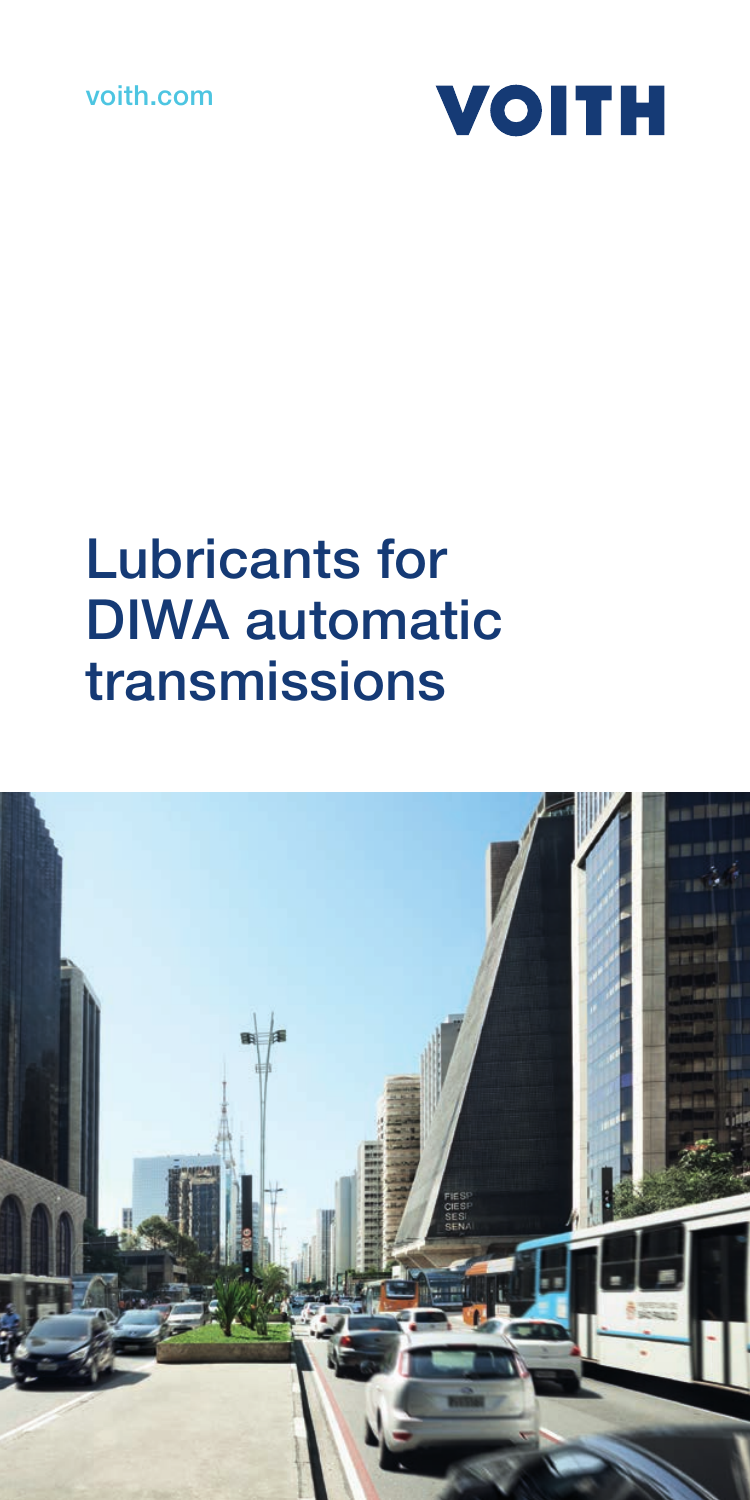voith.com

VOITH

# Lubricants for DIWA automatic transmissions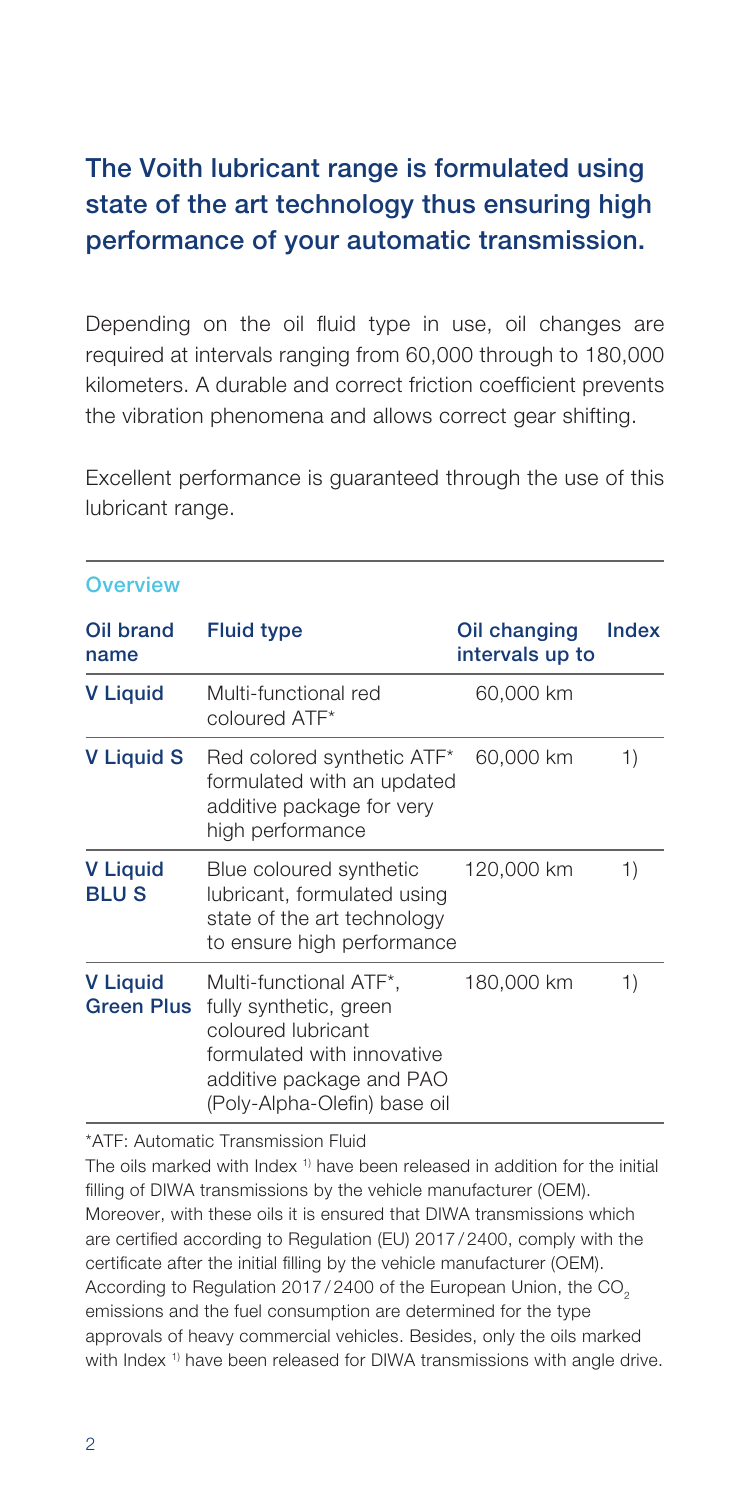## The Voith lubricant range is formulated using state of the art technology thus ensuring high performance of your automatic transmission.

Depending on the oil fluid type in use, oil changes are required at intervals ranging from 60,000 through to 180,000 kilometers. A durable and correct friction coefficient prevents the vibration phenomena and allows correct gear shifting.

Excellent performance is guaranteed through the use of this lubricant range.

### Overview

| Oil brand name | Fluid type | Oil changing intervals up to | Index |
|---|---|---|---|
| **V Liquid** | Multi-functional red coloured ATF* | 60,000 km | |
| **V Liquid S** | Red colored synthetic ATF* formulated with an updated additive package for very high performance | 60,000 km | 1) |
| **V Liquid BLU S** | Blue coloured synthetic lubricant, formulated using state of the art technology to ensure high performance | 120,000 km | 1) |
| **V Liquid Green Plus** | Multi-functional ATF*, fully synthetic, green coloured lubricant formulated with innovative additive package and PAO (Poly-Alpha-Olefin) base oil | 180,000 km | 1) |

*ATF: Automatic Transmission Fluid

The oils marked with Index [1)] have been released in addition for the initial filling of DIWA transmissions by the vehicle manufacturer (OEM). Moreover, with these oils it is ensured that DIWA transmissions which are certified according to Regulation (EU) 2017/2400, comply with the certificate after the initial filling by the vehicle manufacturer (OEM). According to Regulation 2017/2400 of the European Union, the $CO_2$ emissions and the fuel consumption are determined for the type approvals of heavy commercial vehicles. Besides, only the oils marked with Index [1)] have been released for DIWA transmissions with angle drive.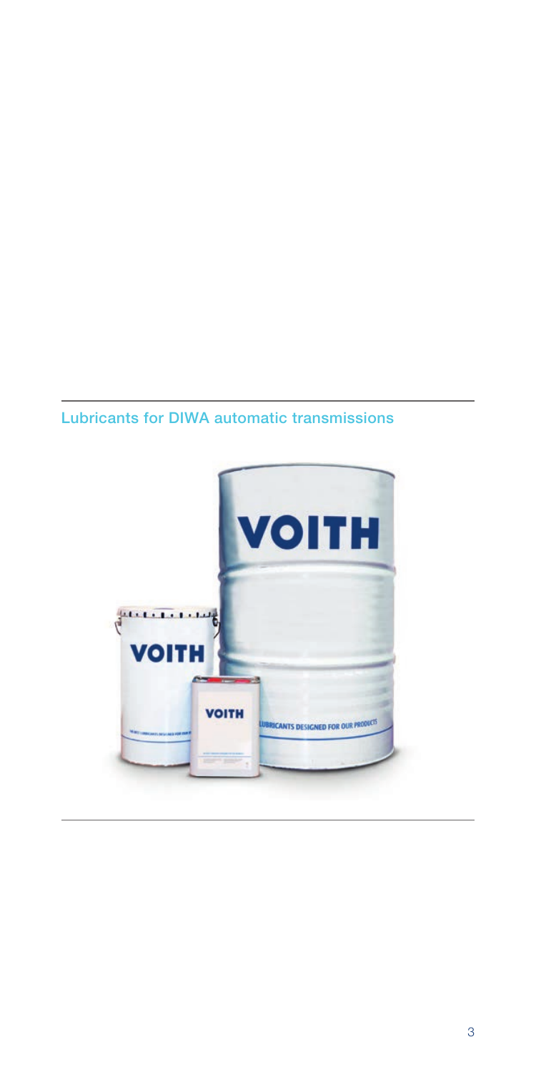## Lubricants for DIWA automatic transmissions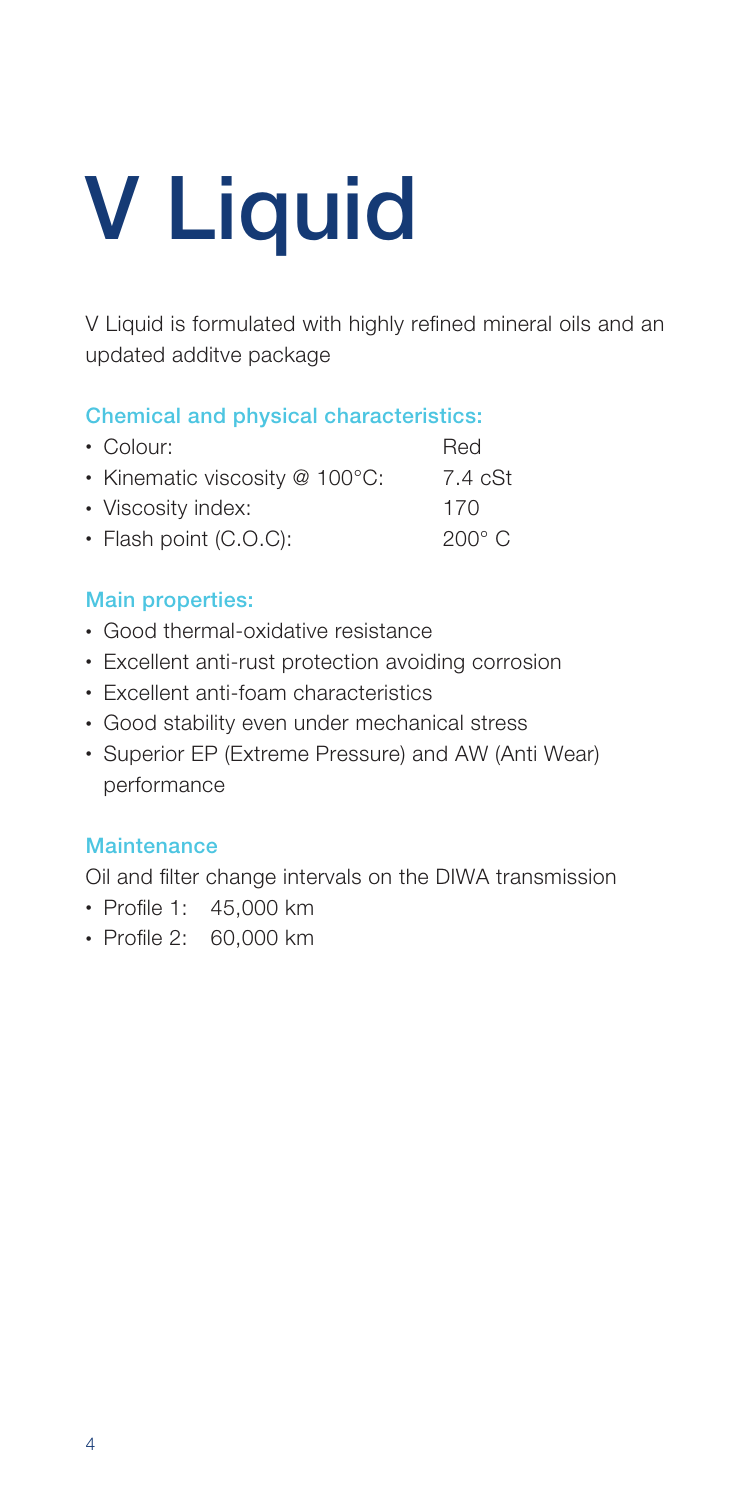# V Liquid

V Liquid is formulated with highly refined mineral oils and an updated additve package

### Chemical and physical characteristics:

| | |
|---|---|
| • Colour: | Red |
| • Kinematic viscosity @ 100°C: | 7.4 cSt |
| • Viscosity index: | 170 |
| • Flash point (C.O.C): | 200° C |

### Main properties:

- Good thermal-oxidative resistance
- Excellent anti-rust protection avoiding corrosion
- Excellent anti-foam characteristics
- Good stability even under mechanical stress
- Superior EP (Extreme Pressure) and AW (Anti Wear) performance

### Maintenance

Oil and filter change intervals on the DIWA transmission

- Profile 1: 45,000 km
- Profile 2: 60,000 km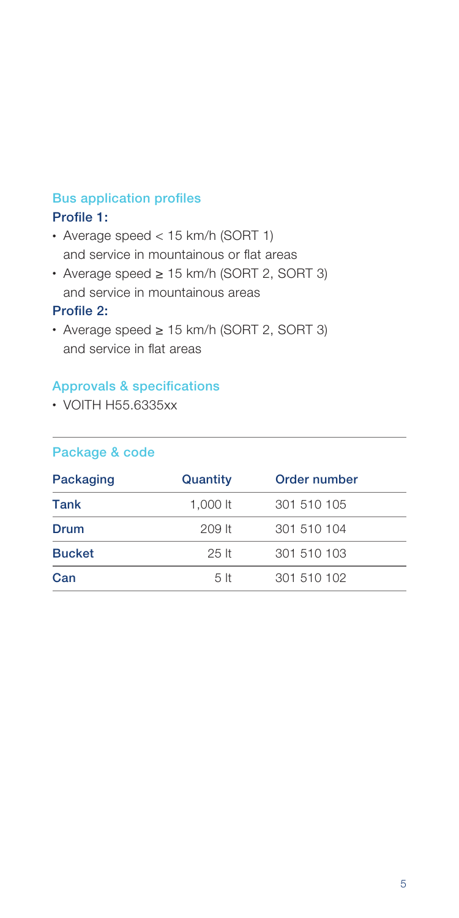## Bus application profiles

### Profile 1:

- Average speed < 15 km/h (SORT 1) and service in mountainous or flat areas
- Average speed ≥ 15 km/h (SORT 2, SORT 3) and service in mountainous areas

### Profile 2:

- Average speed ≥ 15 km/h (SORT 2, SORT 3) and service in flat areas

## Approvals & specifications

- VOITH H55.6335xx

## Package & code

| Packaging | Quantity | Order number |
|---|---|---|
| **Tank** | 1,000 lt | 301 510 105 |
| **Drum** | 209 lt | 301 510 104 |
| **Bucket** | 25 lt | 301 510 103 |
| **Can** | 5 lt | 301 510 102 |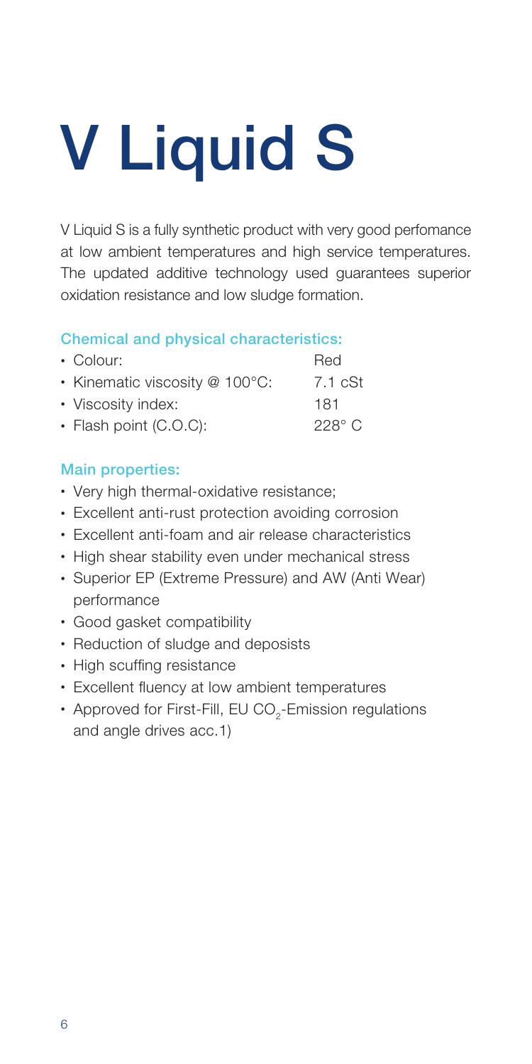# V Liquid S

V Liquid S is a fully synthetic product with very good perfomance at low ambient temperatures and high service temperatures. The updated additive technology used guarantees superior oxidation resistance and low sludge formation.

### Chemical and physical characteristics:

| | |
|---|---|
| • Colour: | Red |
| • Kinematic viscosity @ 100°C: | 7.1 cSt |
| • Viscosity index: | 181 |
| • Flash point (C.O.C): | 228° C |

### Main properties:

- Very high thermal-oxidative resistance;
- Excellent anti-rust protection avoiding corrosion
- Excellent anti-foam and air release characteristics
- High shear stability even under mechanical stress
- Superior EP (Extreme Pressure) and AW (Anti Wear) performance
- Good gasket compatibility
- Reduction of sludge and deposists
- High scuffing resistance
- Excellent fluency at low ambient temperatures
- Approved for First-Fill, EU $CO_2$-Emission regulations and angle drives acc.1)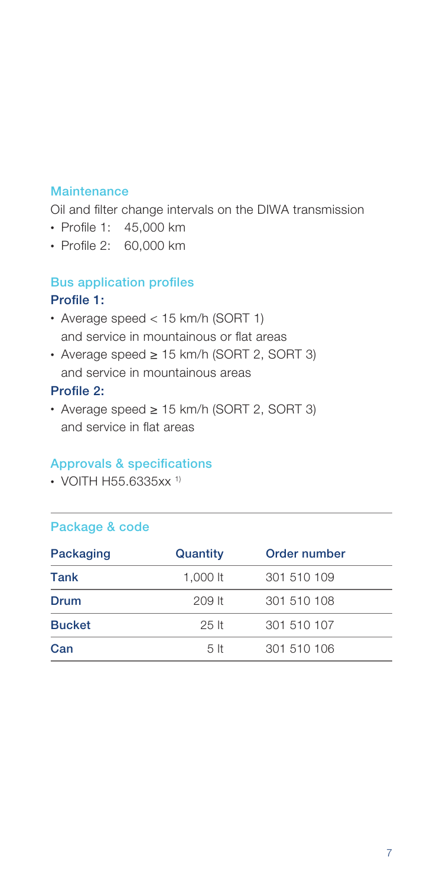## Maintenance

Oil and filter change intervals on the DIWA transmission

- Profile 1: 45,000 km
- Profile 2: 60,000 km

## Bus application profiles

**Profile 1:**

- Average speed < 15 km/h (SORT 1) and service in mountainous or flat areas
- Average speed ≥ 15 km/h (SORT 2, SORT 3) and service in mountainous areas

**Profile 2:**

- Average speed ≥ 15 km/h (SORT 2, SORT 3) and service in flat areas

## Approvals & specifications

- VOITH H55.6335xx [1)]

## Package & code

| Packaging | Quantity | Order number |
|---|---|---|
| **Tank** | 1,000 lt | 301 510 109 |
| **Drum** | 209 lt | 301 510 108 |
| **Bucket** | 25 lt | 301 510 107 |
| **Can** | 5 lt | 301 510 106 |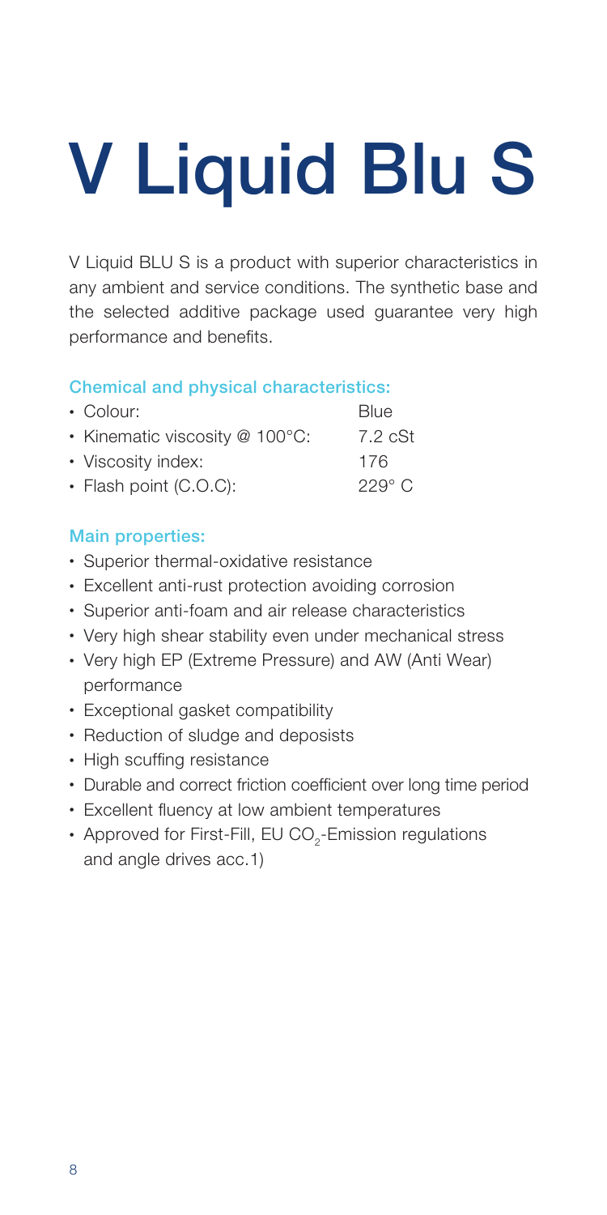# V Liquid Blu S

V Liquid BLU S is a product with superior characteristics in any ambient and service conditions. The synthetic base and the selected additive package used guarantee very high performance and benefits.

### Chemical and physical characteristics:

| | |
|---|---|
| • Colour: | Blue |
| • Kinematic viscosity @ 100°C: | 7.2 cSt |
| • Viscosity index: | 176 |
| • Flash point (C.O.C): | 229° C |

### Main properties:

- Superior thermal-oxidative resistance
- Excellent anti-rust protection avoiding corrosion
- Superior anti-foam and air release characteristics
- Very high shear stability even under mechanical stress
- Very high EP (Extreme Pressure) and AW (Anti Wear) performance
- Exceptional gasket compatibility
- Reduction of sludge and deposists
- High scuffing resistance
- Durable and correct friction coefficient over long time period
- Excellent fluency at low ambient temperatures
- Approved for First-Fill, EU $CO_2$-Emission regulations and angle drives acc.1)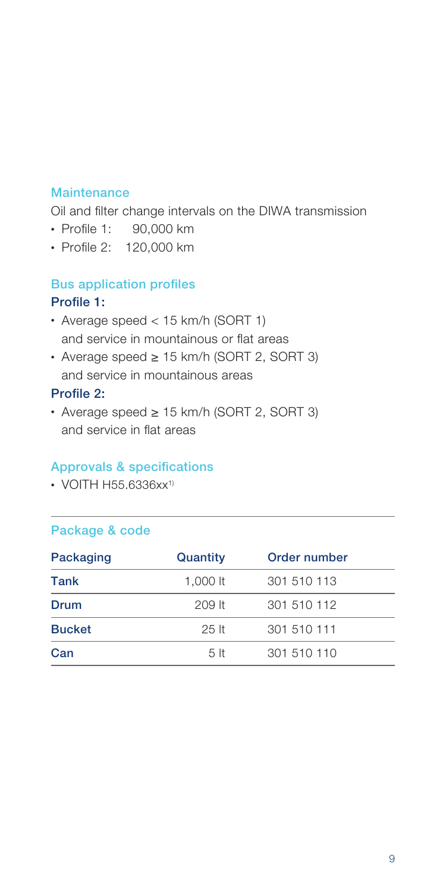### Maintenance

Oil and filter change intervals on the DIWA transmission

- Profile 1: 90,000 km
- Profile 2: 120,000 km

### Bus application profiles

**Profile 1:**

- Average speed < 15 km/h (SORT 1) and service in mountainous or flat areas
- Average speed ≥ 15 km/h (SORT 2, SORT 3) and service in mountainous areas

**Profile 2:**

- Average speed ≥ 15 km/h (SORT 2, SORT 3) and service in flat areas

### Approvals & specifications

- VOITH H55.6336xx[1)]

### Package & code

| Packaging | Quantity | Order number |
|---|---|---|
| **Tank** | 1,000 lt | 301 510 113 |
| **Drum** | 209 lt | 301 510 112 |
| **Bucket** | 25 lt | 301 510 111 |
| **Can** | 5 lt | 301 510 110 |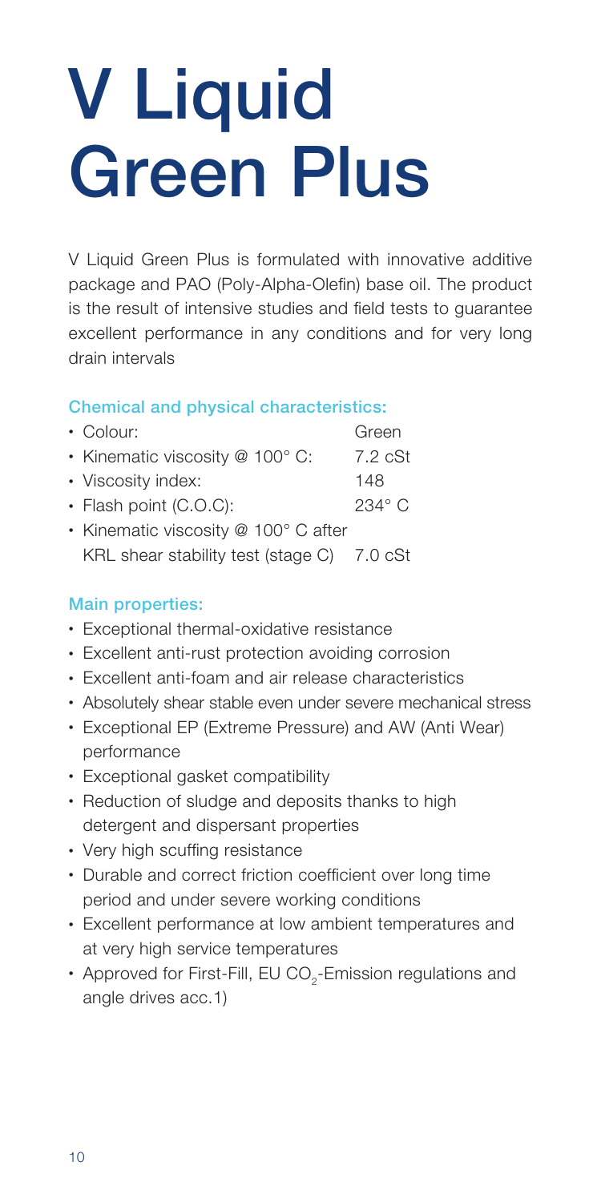# V Liquid Green Plus

V Liquid Green Plus is formulated with innovative additive package and PAO (Poly-Alpha-Olefin) base oil. The product is the result of intensive studies and field tests to guarantee excellent performance in any conditions and for very long drain intervals

### Chemical and physical characteristics:

- Colour: Green
- Kinematic viscosity @ 100° C: 7.2 cSt
- Viscosity index: 148
- Flash point (C.O.C): 234° C
- Kinematic viscosity @ 100° C after KRL shear stability test (stage C) 7.0 cSt

### Main properties:

- Exceptional thermal-oxidative resistance
- Excellent anti-rust protection avoiding corrosion
- Excellent anti-foam and air release characteristics
- Absolutely shear stable even under severe mechanical stress
- Exceptional EP (Extreme Pressure) and AW (Anti Wear) performance
- Exceptional gasket compatibility
- Reduction of sludge and deposits thanks to high detergent and dispersant properties
- Very high scuffing resistance
- Durable and correct friction coefficient over long time period and under severe working conditions
- Excellent performance at low ambient temperatures and at very high service temperatures
- Approved for First-Fill, EU $CO_2$-Emission regulations and angle drives acc.1)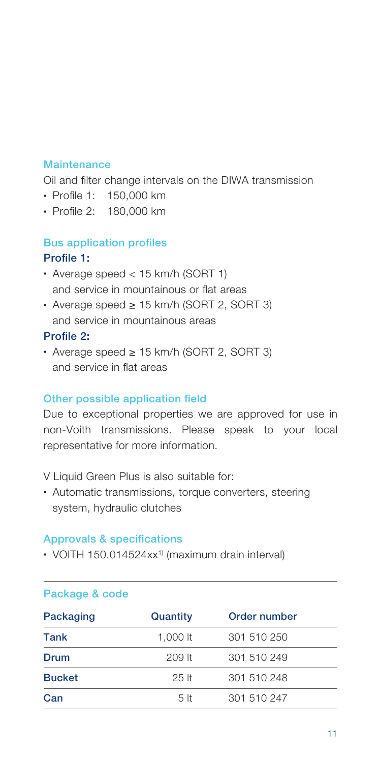### Maintenance

Oil and filter change intervals on the DIWA transmission

- Profile 1: 150,000 km
- Profile 2: 180,000 km

### Bus application profiles

**Profile 1:**

- Average speed < 15 km/h (SORT 1) and service in mountainous or flat areas
- Average speed ≥ 15 km/h (SORT 2, SORT 3) and service in mountainous areas

**Profile 2:**

- Average speed ≥ 15 km/h (SORT 2, SORT 3) and service in flat areas

### Other possible application field

Due to exceptional properties we are approved for use in non-Voith transmissions. Please speak to your local representative for more information.

V Liquid Green Plus is also suitable for:

- Automatic transmissions, torque converters, steering system, hydraulic clutches

### Approvals & specifications

- VOITH 150.014524xx[1] (maximum drain interval)

### Package & code

| Packaging | Quantity | Order number |
|---|---|---|
| Tank | 1,000 lt | 301 510 250 |
| Drum | 209 lt | 301 510 249 |
| Bucket | 25 lt | 301 510 248 |
| Can | 5 lt | 301 510 247 |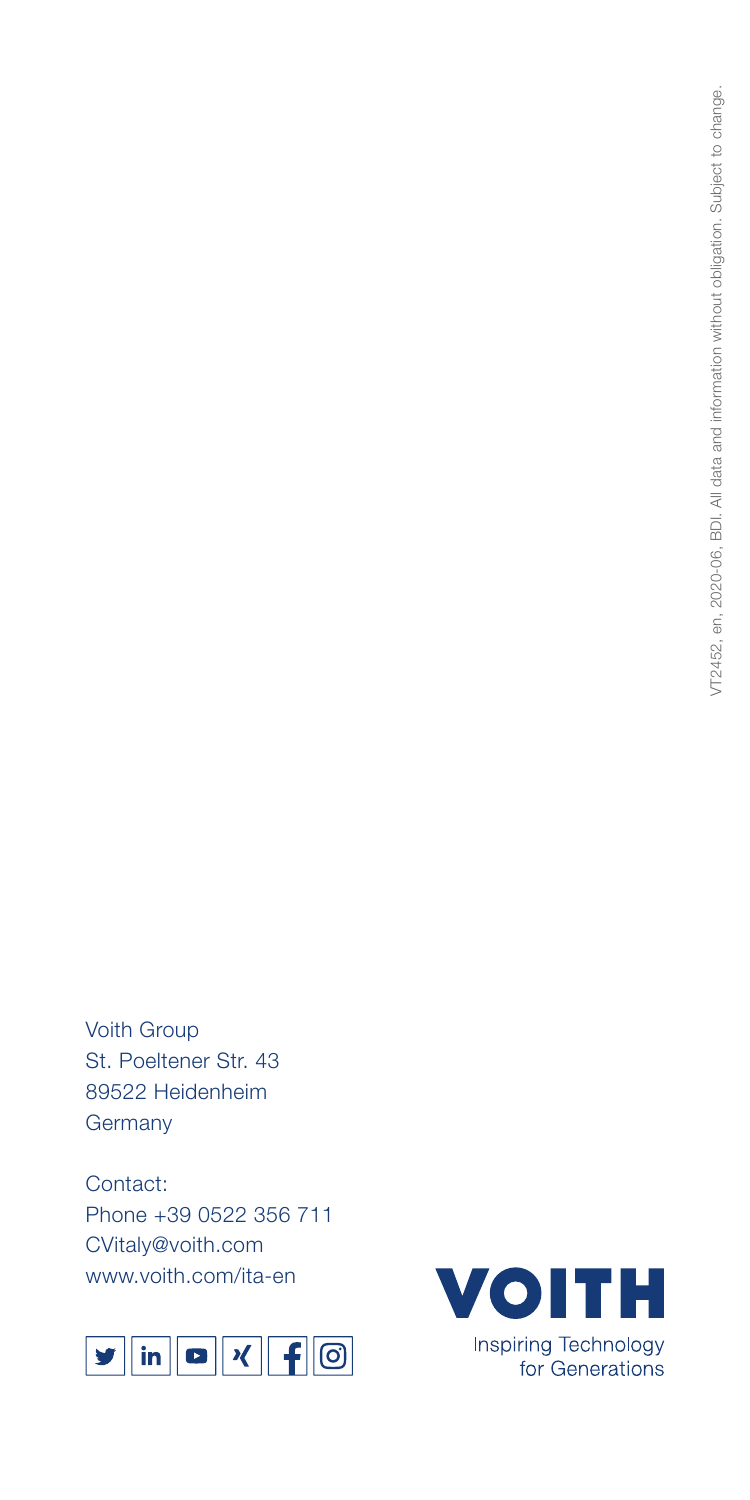Voith Group
St. Poeltener Str. 43
89522 Heidenheim
Germany

Contact:
Phone +39 0522 356 711
CVitaly@voith.com
www.voith.com/ita-en

VOITH

Inspiring Technology
for Generations

VT2452, en, 2020-06, BDI. All data and information without obligation. Subject to change.